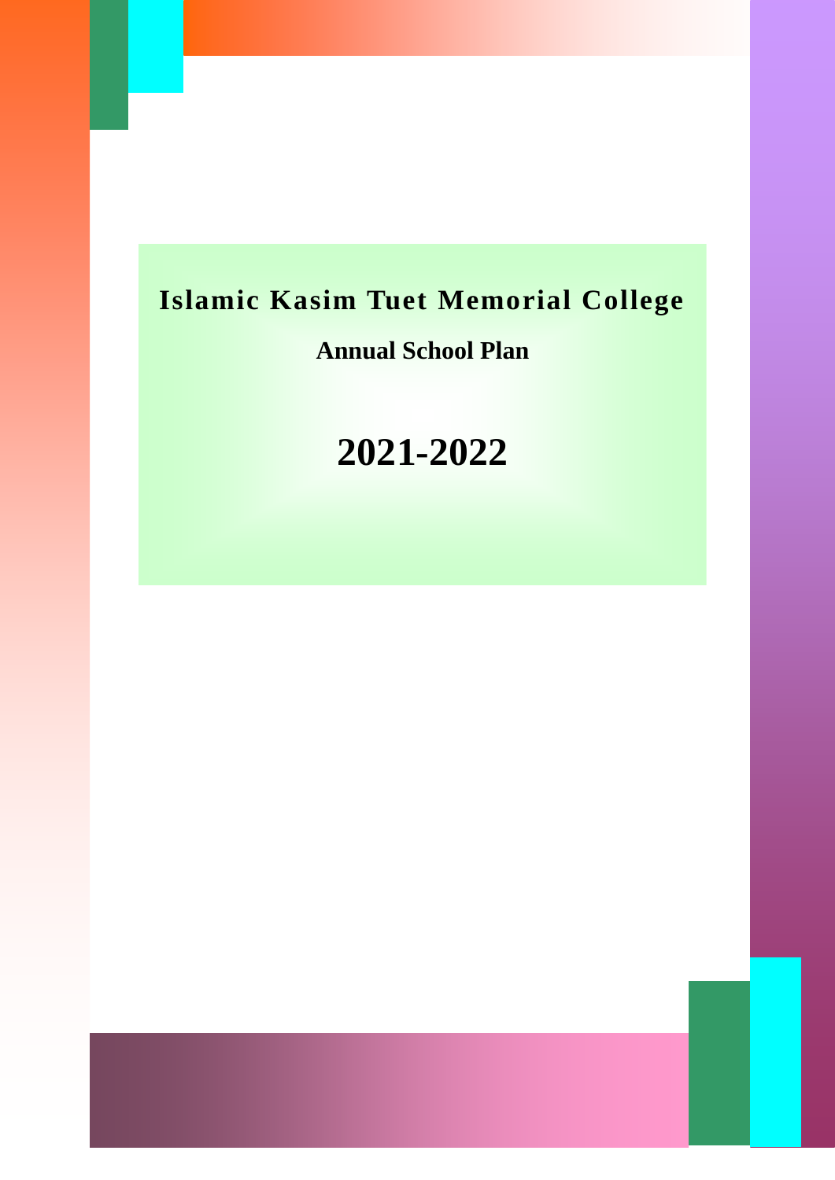# Islamic Kasim Tuet Memorial College

## Annual School Plan

# 2021-2022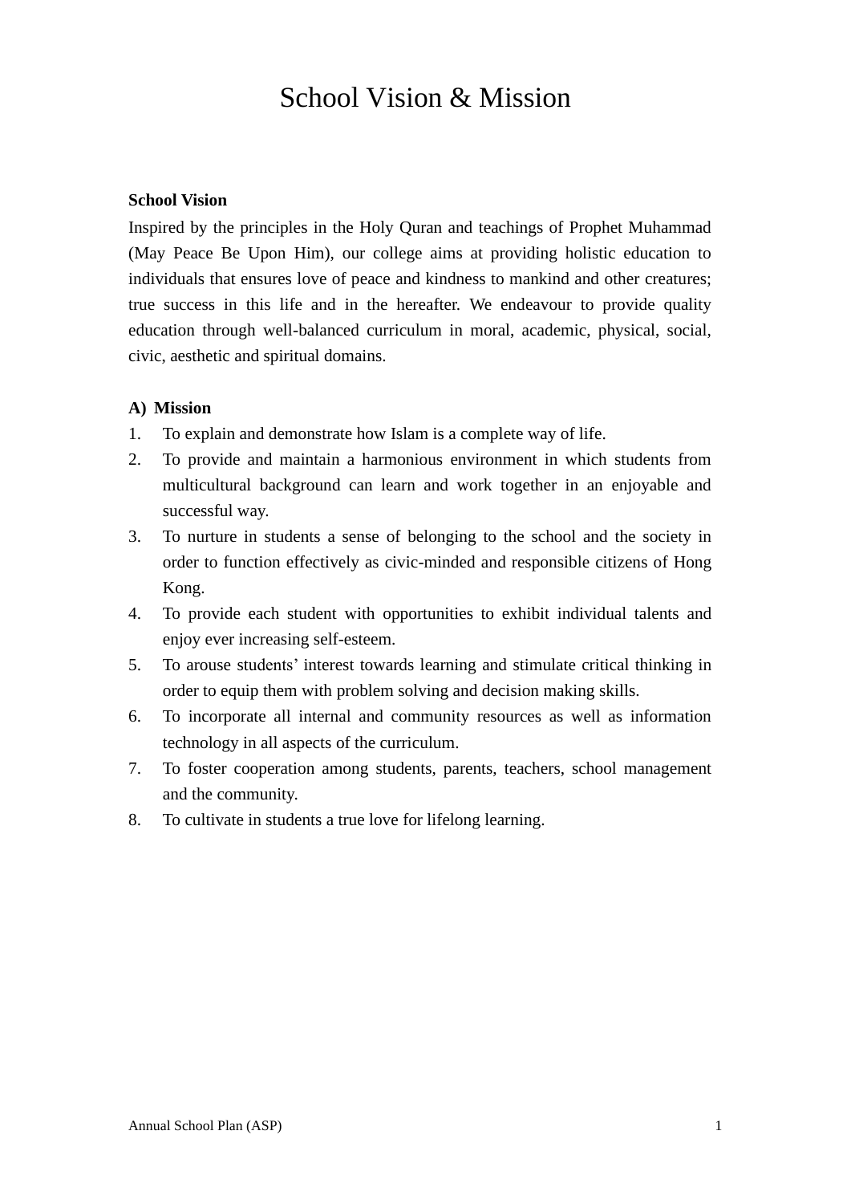# School Vision & Mission

**School Vision**

Inspired by the principles in the Holy Quran and teachings of Prophet Muhammad (May Peace Be Upon Him), our college aims at providing holistic education to individuals that ensures love of peace and kindness to mankind and other creatures; true success in this life and in the hereafter. We endeavour to provide quality education through well-balanced curriculum in moral, academic, physical, social, civic, aesthetic and spiritual domains.

**A) Mission**

1. To explain and demonstrate how Islam is a complete way of life.
2. To provide and maintain a harmonious environment in which students from multicultural background can learn and work together in an enjoyable and successful way.
3. To nurture in students a sense of belonging to the school and the society in order to function effectively as civic-minded and responsible citizens of Hong Kong.
4. To provide each student with opportunities to exhibit individual talents and enjoy ever increasing self-esteem.
5. To arouse students' interest towards learning and stimulate critical thinking in order to equip them with problem solving and decision making skills.
6. To incorporate all internal and community resources as well as information technology in all aspects of the curriculum.
7. To foster cooperation among students, parents, teachers, school management and the community.
8. To cultivate in students a true love for lifelong learning.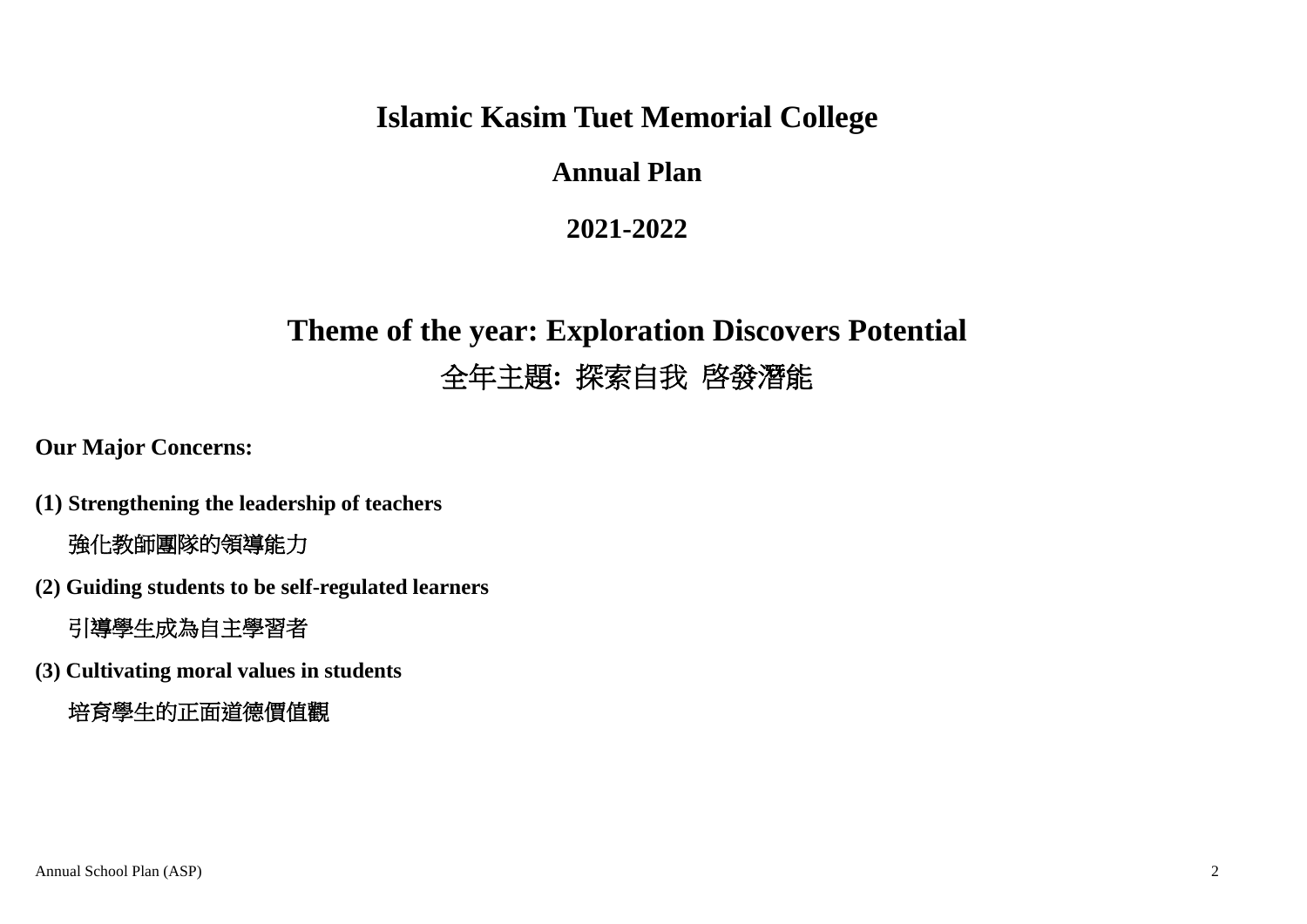# Islamic Kasim Tuet Memorial College

## Annual Plan

## 2021-2022

## Theme of the year: Exploration Discovers Potential

## 全年主題: 探索自我 啓發潛能

**Our Major Concerns:**

**(1) Strengthening the leadership of teachers**

強化教師團隊的領導能力

**(2) Guiding students to be self-regulated learners**

引導學生成為自主學習者

**(3) Cultivating moral values in students**

培育學生的正面道德價值觀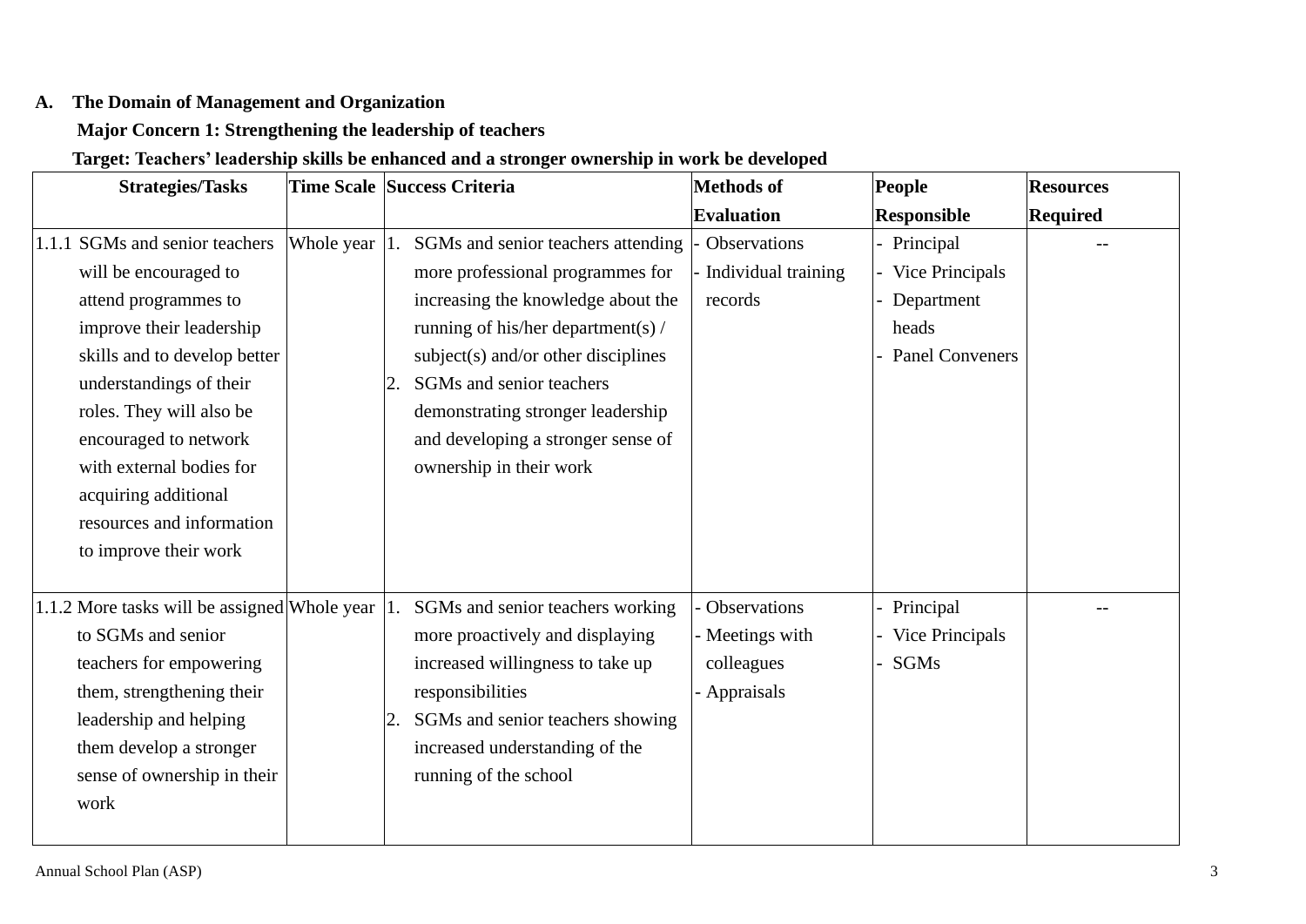**A. The Domain of Management and Organization**

**Major Concern 1: Strengthening the leadership of teachers**

**Target: Teachers' leadership skills be enhanced and a stronger ownership in work be developed**

| Strategies/Tasks | Time Scale | Success Criteria | Methods of Evaluation | People Responsible | Resources Required |
|---|---|---|---|---|---|
| 1.1.1 SGMs and senior teachers will be encouraged to attend programmes to improve their leadership skills and to develop better understandings of their roles. They will also be encouraged to network with external bodies for acquiring additional resources and information to improve their work | Whole year | 1. SGMs and senior teachers attending more professional programmes for increasing the knowledge about the running of his/her department(s) / subject(s) and/or other disciplines<br>2. SGMs and senior teachers demonstrating stronger leadership and developing a stronger sense of ownership in their work | - Observations<br>- Individual training records | - Principal<br>- Vice Principals<br>- Department heads<br>- Panel Conveners | -- |
| 1.1.2 More tasks will be assigned to SGMs and senior teachers for empowering them, strengthening their leadership and helping them develop a stronger sense of ownership in their work | Whole year | 1. SGMs and senior teachers working more proactively and displaying increased willingness to take up responsibilities<br>2. SGMs and senior teachers showing increased understanding of the running of the school | - Observations<br>- Meetings with colleagues<br>- Appraisals | - Principal<br>- Vice Principals<br>- SGMs | -- |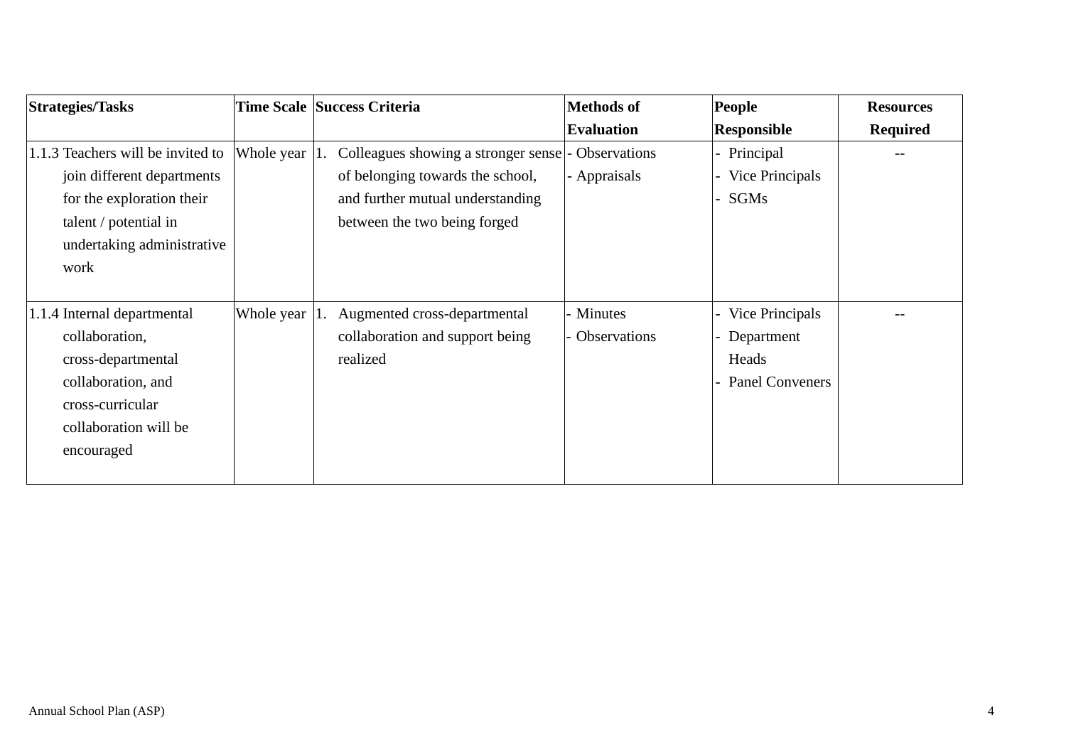| Strategies/Tasks | Time Scale | Success Criteria | Methods of Evaluation | People Responsible | Resources Required |
|---|---|---|---|---|---|
| 1.1.3 Teachers will be invited to join different departments for the exploration their talent / potential in undertaking administrative work | Whole year | 1. Colleagues showing a stronger sense of belonging towards the school, and further mutual understanding between the two being forged | - Observations<br>- Appraisals | - Principal<br>- Vice Principals<br>- SGMs | -- |
| 1.1.4 Internal departmental collaboration, cross-departmental collaboration, and cross-curricular collaboration will be encouraged | Whole year | 1. Augmented cross-departmental collaboration and support being realized | - Minutes<br>- Observations | - Vice Principals<br>- Department Heads<br>- Panel Conveners | -- |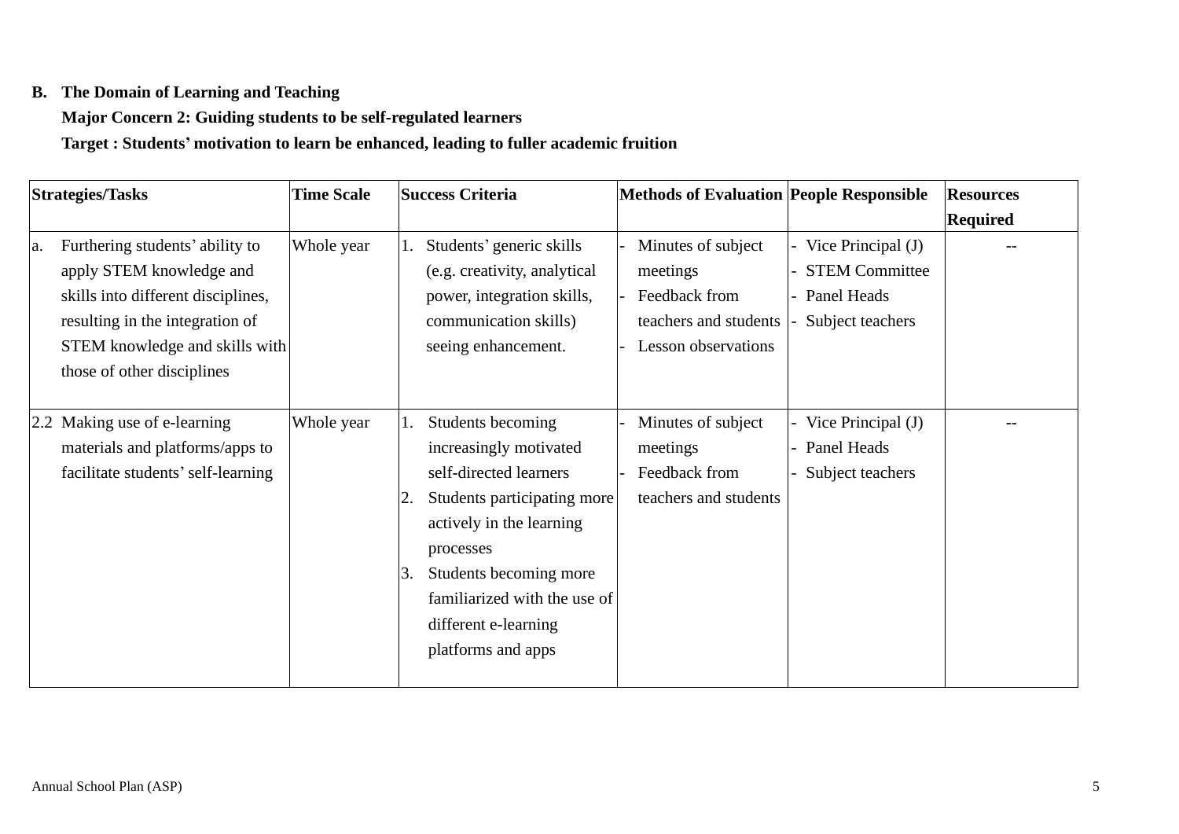**B. The Domain of Learning and Teaching**

**Major Concern 2: Guiding students to be self-regulated learners**

**Target : Students' motivation to learn be enhanced, leading to fuller academic fruition**

| Strategies/Tasks | Time Scale | Success Criteria | Methods of Evaluation | People Responsible | Resources Required |
|---|---|---|---|---|---|
| a. Furthering students' ability to apply STEM knowledge and skills into different disciplines, resulting in the integration of STEM knowledge and skills with those of other disciplines | Whole year | 1. Students' generic skills (e.g. creativity, analytical power, integration skills, communication skills) seeing enhancement. | - Minutes of subject meetings<br>- Feedback from teachers and students<br>- Lesson observations | - Vice Principal (J)<br>- STEM Committee<br>- Panel Heads<br>- Subject teachers | -- |
| 2.2 Making use of e-learning materials and platforms/apps to facilitate students' self-learning | Whole year | 1. Students becoming increasingly motivated self-directed learners<br>2. Students participating more actively in the learning processes<br>3. Students becoming more familiarized with the use of different e-learning platforms and apps | - Minutes of subject meetings<br>- Feedback from teachers and students | - Vice Principal (J)<br>- Panel Heads<br>- Subject teachers | -- |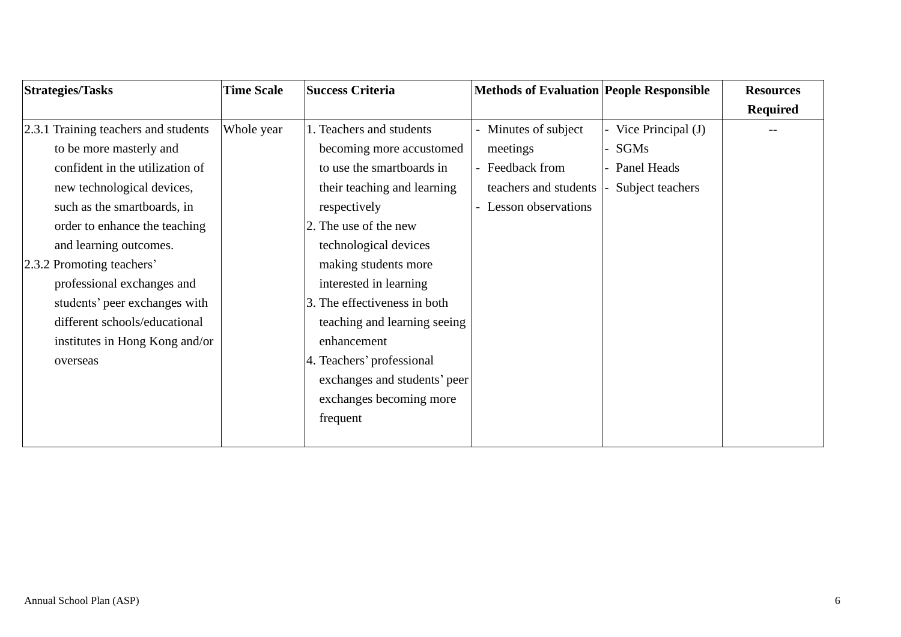| Strategies/Tasks | Time Scale | Success Criteria | Methods of Evaluation | People Responsible | Resources Required |
|---|---|---|---|---|---|
| 2.3.1 Training teachers and students to be more masterly and confident in the utilization of new technological devices, such as the smartboards, in order to enhance the teaching and learning outcomes.<br>2.3.2 Promoting teachers' professional exchanges and students' peer exchanges with different schools/educational institutes in Hong Kong and/or overseas | Whole year | 1. Teachers and students becoming more accustomed to use the smartboards in their teaching and learning respectively<br>2. The use of the new technological devices making students more interested in learning<br>3. The effectiveness in both teaching and learning seeing enhancement<br>4. Teachers' professional exchanges and students' peer exchanges becoming more frequent | - Minutes of subject meetings<br>- Feedback from teachers and students<br>- Lesson observations | - Vice Principal (J)<br>- SGMs<br>- Panel Heads<br>- Subject teachers | -- |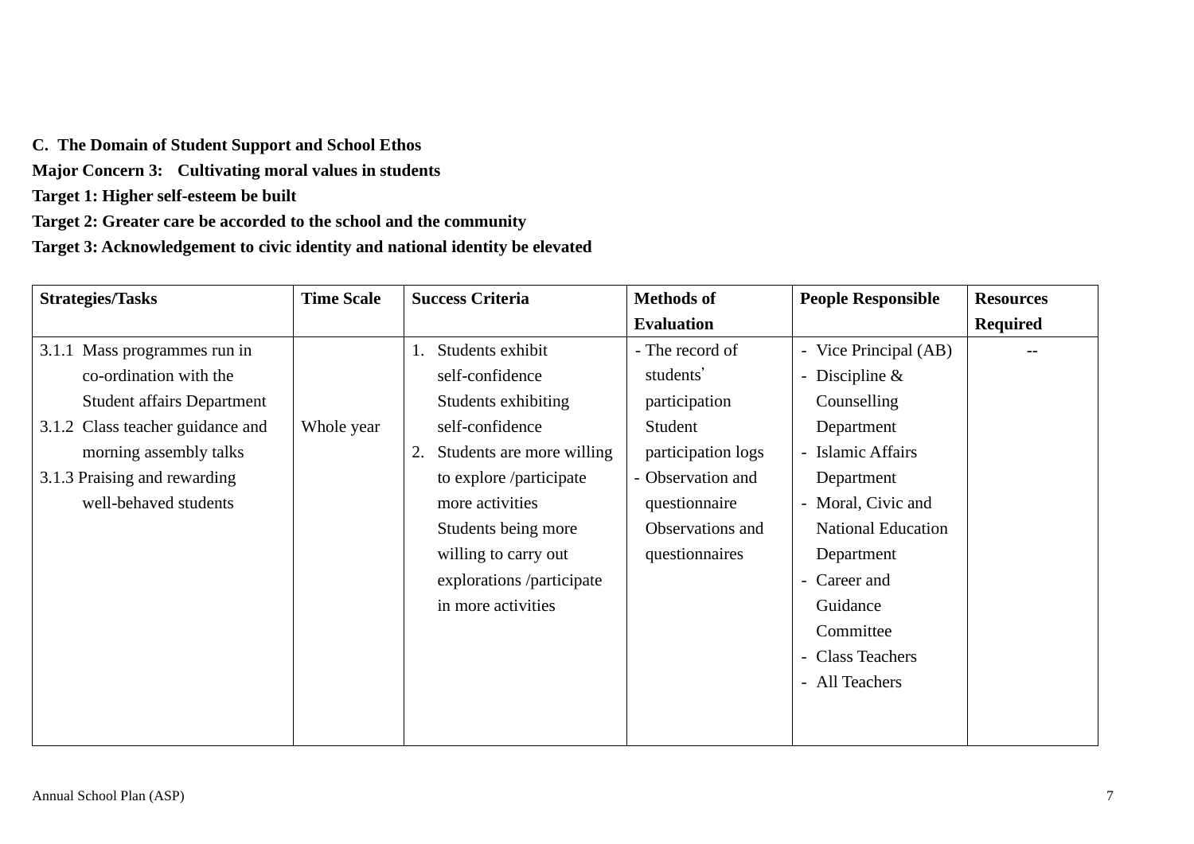**C. The Domain of Student Support and School Ethos**

**Major Concern 3: Cultivating moral values in students**

**Target 1: Higher self-esteem be built**

**Target 2: Greater care be accorded to the school and the community**

**Target 3: Acknowledgement to civic identity and national identity be elevated**

| Strategies/Tasks | Time Scale | Success Criteria | Methods of Evaluation | People Responsible | Resources Required |
|---|---|---|---|---|---|
| 3.1.1 Mass programmes run in co-ordination with the Student affairs Department<br>3.1.2 Class teacher guidance and morning assembly talks<br>3.1.3 Praising and rewarding well-behaved students | Whole year | 1. Students exhibit self-confidence Students exhibiting self-confidence<br>2. Students are more willing to explore /participate more activities Students being more willing to carry out explorations /participate in more activities | - The record of students' participation Student participation logs<br>- Observation and questionnaire Observations and questionnaires | - Vice Principal (AB)<br>- Discipline & Counselling Department<br>- Islamic Affairs Department<br>- Moral, Civic and National Education Department<br>- Career and Guidance Committee<br>- Class Teachers<br>- All Teachers | -- |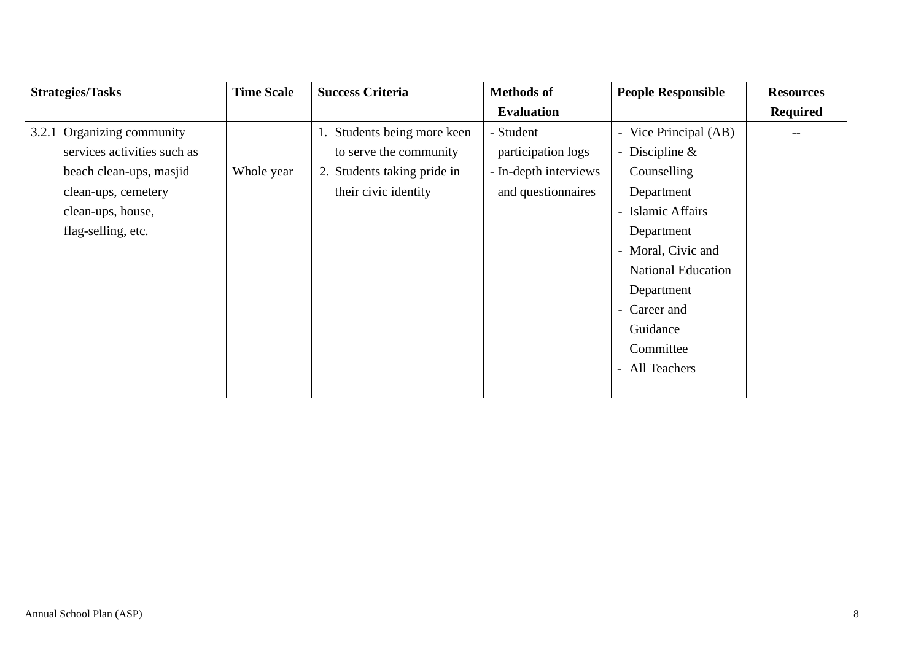| Strategies/Tasks | Time Scale | Success Criteria | Methods of Evaluation | People Responsible | Resources Required |
|---|---|---|---|---|---|
| 3.2.1 Organizing community services activities such as beach clean-ups, masjid clean-ups, cemetery clean-ups, house, flag-selling, etc. | Whole year | 1. Students being more keen to serve the community<br>2. Students taking pride in their civic identity | - Student participation logs<br>- In-depth interviews and questionnaires | - Vice Principal (AB)<br>- Discipline & Counselling Department<br>- Islamic Affairs Department<br>- Moral, Civic and National Education Department<br>- Career and Guidance Committee<br>- All Teachers | -- |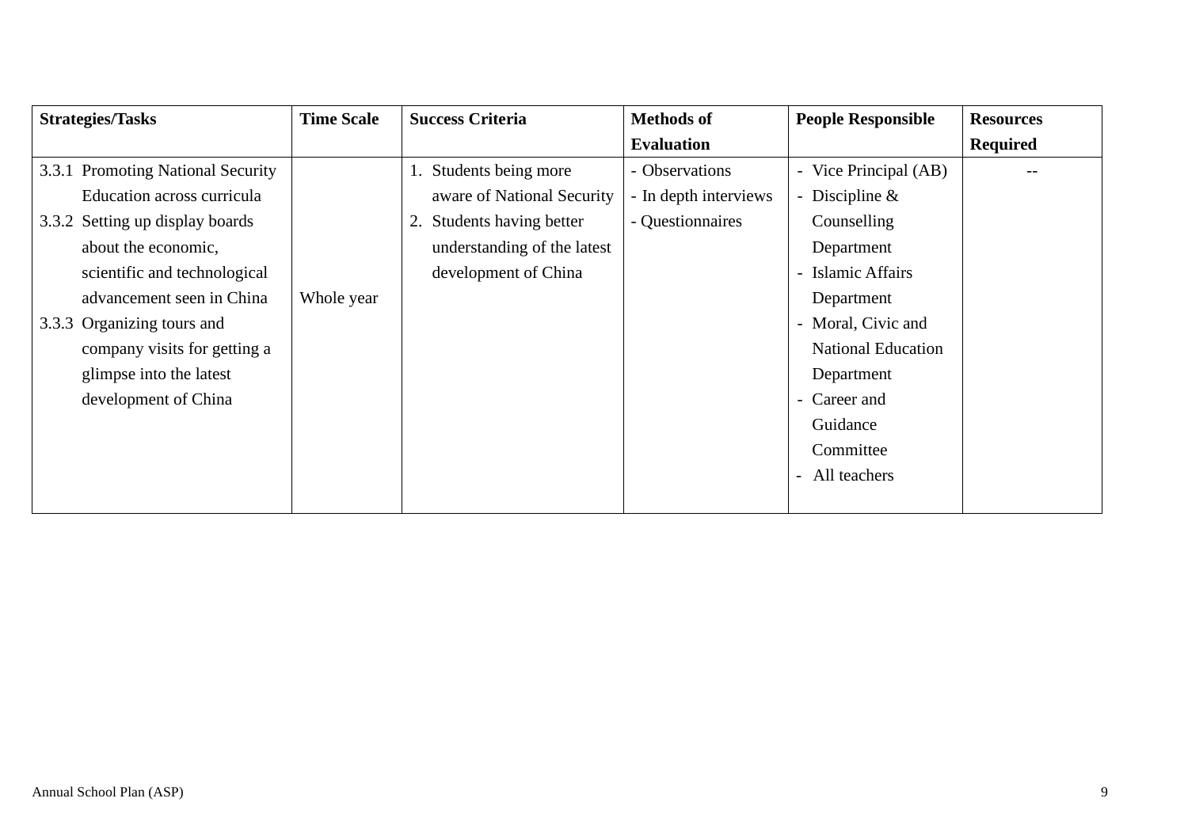| Strategies/Tasks | Time Scale | Success Criteria | Methods of Evaluation | People Responsible | Resources Required |
|---|---|---|---|---|---|
| 3.3.1 Promoting National Security Education across curricula<br>3.3.2 Setting up display boards about the economic, scientific and technological advancement seen in China<br>3.3.3 Organizing tours and company visits for getting a glimpse into the latest development of China | Whole year | 1. Students being more aware of National Security<br>2. Students having better understanding of the latest development of China | - Observations<br>- In depth interviews<br>- Questionnaires | - Vice Principal (AB)<br>- Discipline & Counselling Department<br>- Islamic Affairs Department<br>- Moral, Civic and National Education Department<br>- Career and Guidance Committee<br>- All teachers | -- |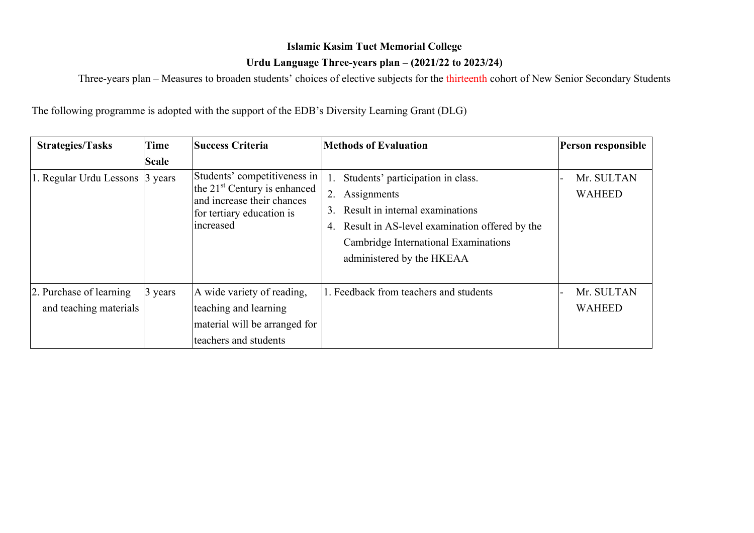**Islamic Kasim Tuet Memorial College**

**Urdu Language Three-years plan – (2021/22 to 2023/24)**

Three-years plan – Measures to broaden students' choices of elective subjects for the thirteenth cohort of New Senior Secondary Students

The following programme is adopted with the support of the EDB's Diversity Learning Grant (DLG)

| **Strategies/Tasks** | **Time Scale** | **Success Criteria** | **Methods of Evaluation** | **Person responsible** |
|---|---|---|---|---|
| 1. Regular Urdu Lessons | 3 years | Students' competitiveness in the 21st Century is enhanced and increase their chances for tertiary education is increased | 1. Students' participation in class.<br>2. Assignments<br>3. Result in internal examinations<br>4. Result in AS-level examination offered by the Cambridge International Examinations administered by the HKEAA | - Mr. SULTAN WAHEED |
| 2. Purchase of learning and teaching materials | 3 years | A wide variety of reading, teaching and learning material will be arranged for teachers and students | 1. Feedback from teachers and students | - Mr. SULTAN WAHEED |